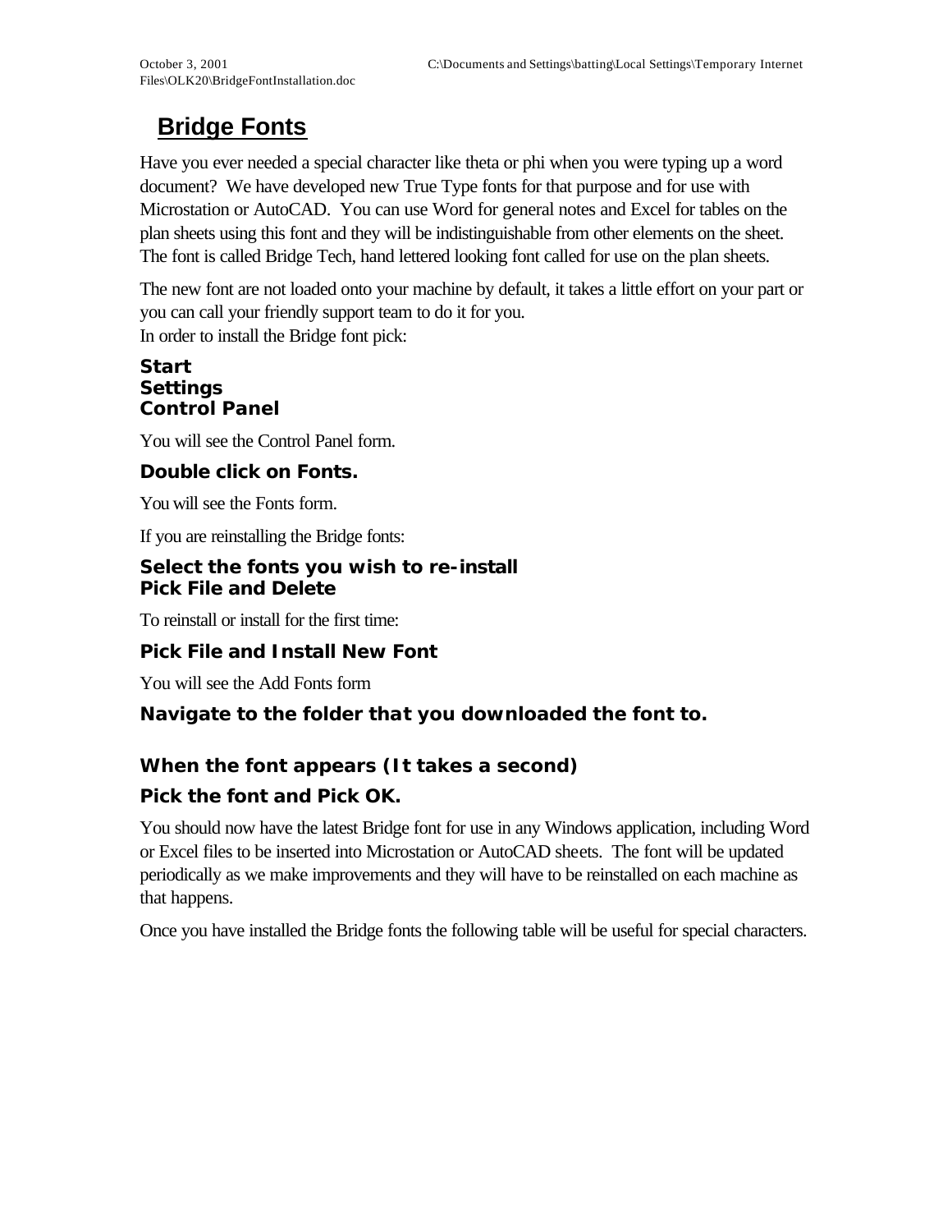# Bridge Fonts

Have you ever needed a special character like theta or phi when you were typing up a word document? We have developed new True Type fonts for that purpose and for use with Microstation or AutoCAD. You can use Word for general notes and Excel for tables on the plan sheets using this font and they will be indistinguishable from other elements on the sheet. The font is called Bridge Tech, hand lettered looking font called for use on the plan sheets.

The new font are not loaded onto your machine by default, it takes a little effort on your part or you can call your friendly support team to do it for you.
In order to install the Bridge font pick:

**Start**
**Settings**
**Control Panel**

You will see the Control Panel form.

**Double click on Fonts.**

You will see the Fonts form.

If you are reinstalling the Bridge fonts:

**Select the fonts you wish to re-install**
**Pick File and Delete**

To reinstall or install for the first time:

**Pick File and Install New Font**

You will see the Add Fonts form

**Navigate to the folder that you downloaded the font to.**

**When the font appears (It takes a second)**

**Pick the font and Pick OK.**

You should now have the latest Bridge font for use in any Windows application, including Word or Excel files to be inserted into Microstation or AutoCAD sheets. The font will be updated periodically as we make improvements and they will have to be reinstalled on each machine as that happens.

Once you have installed the Bridge fonts the following table will be useful for special characters.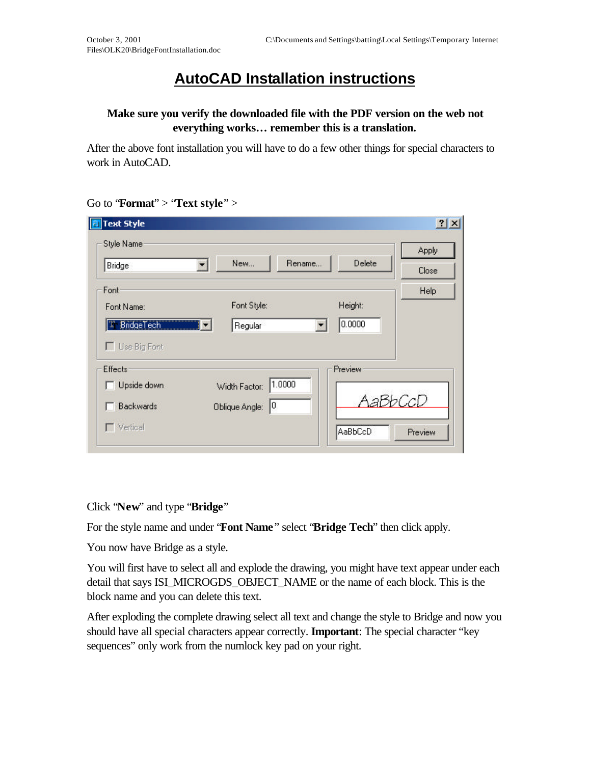# AutoCAD Installation instructions

**Make sure you verify the downloaded file with the PDF version on the web not everything works… remember this is a translation.**

After the above font installation you will have to do a few other things for special characters to work in AutoCAD.

Go to "**Format**" > "**Text style**" >

Click "**New**" and type "**Bridge**"

For the style name and under "**Font Name**" select "**Bridge Tech**" then click apply.

You now have Bridge as a style.

You will first have to select all and explode the drawing, you might have text appear under each detail that says ISI_MICROGDS_OBJECT_NAME or the name of each block. This is the block name and you can delete this text.

After exploding the complete drawing select all text and change the style to Bridge and now you should have all special characters appear correctly. **Important**: The special character "key sequences" only work from the numlock key pad on your right.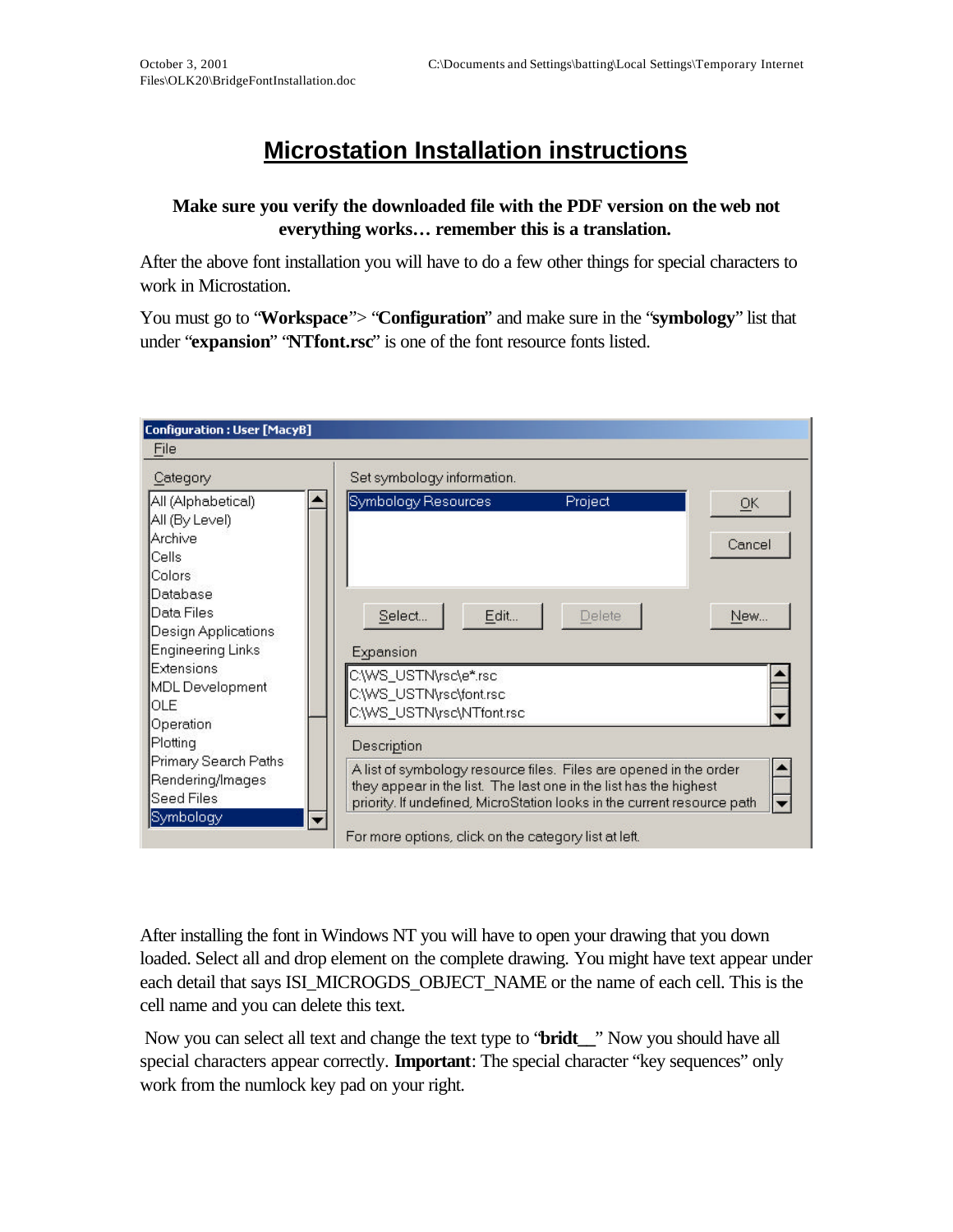# Microstation Installation instructions

**Make sure you verify the downloaded file with the PDF version on the web not everything works… remember this is a translation.**

After the above font installation you will have to do a few other things for special characters to work in Microstation.

You must go to "**Workspace**"> "**Configuration**" and make sure in the "**symbology**" list that under "**expansion**" "**NTfont.rsc**" is one of the font resource fonts listed.

After installing the font in Windows NT you will have to open your drawing that you down loaded. Select all and drop element on the complete drawing. You might have text appear under each detail that says ISI_MICROGDS_OBJECT_NAME or the name of each cell. This is the cell name and you can delete this text.

Now you can select all text and change the text type to "**bridt__**" Now you should have all special characters appear correctly. **Important**: The special character "key sequences" only work from the numlock key pad on your right.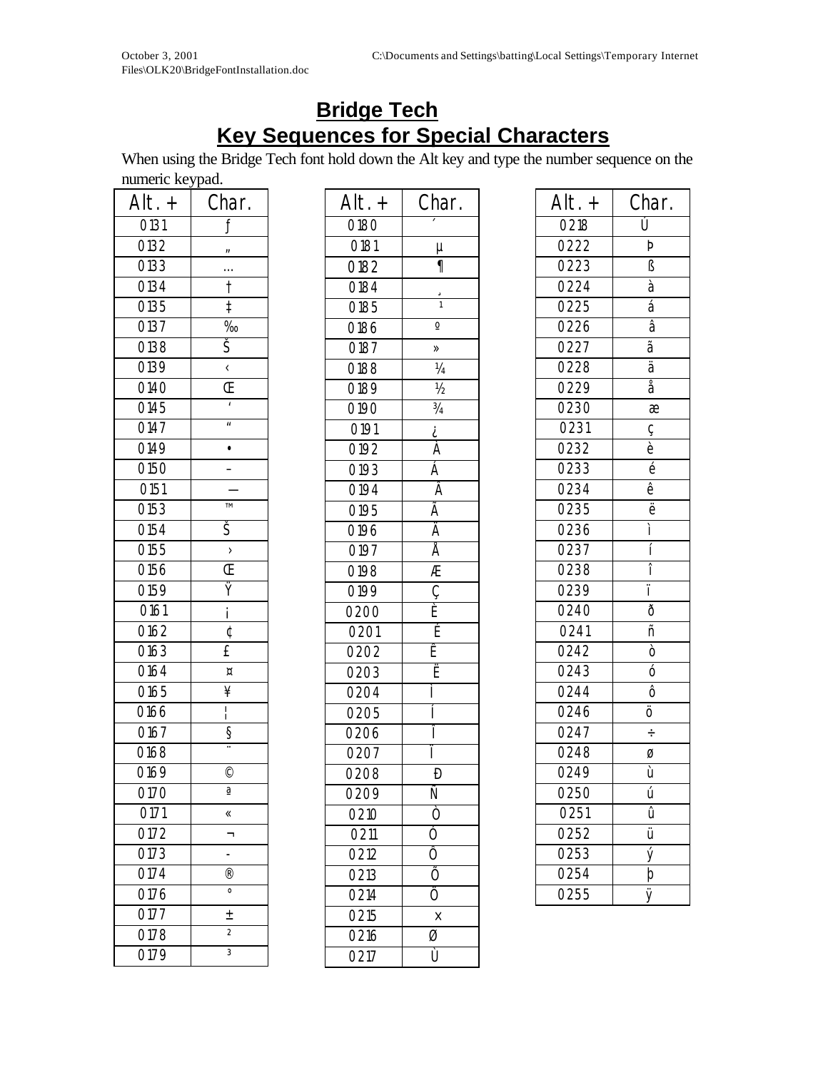# Bridge Tech
# Key Sequences for Special Characters

When using the Bridge Tech font hold down the Alt key and type the number sequence on the numeric keypad.

| Alt. + | Char. |
|---|---|
| 0131 | ƒ |
| 0132 | „ |
| 0133 | … |
| 0134 | † |
| 0135 | ‡ |
| 0137 | ‰ |
| 0138 | Š |
| 0139 | ‹ |
| 0140 | Œ |
| 0145 | ‘ |
| 0147 | “ |
| 0149 | • |
| 0150 | – |
| 0151 | — |
| 0153 | ™ |
| 0154 | š |
| 0155 | › |
| 0156 | œ |
| 0159 | Ÿ |
| 0161 | ¡ |
| 0162 | ¢ |
| 0163 | £ |
| 0164 | ¤ |
| 0165 | ¥ |
| 0166 | ¦ |
| 0167 | § |
| 0168 | ¨ |
| 0169 | © |
| 0170 | ª |
| 0171 | « |
| 0172 | ¬ |
| 0173 | - |
| 0174 | ® |
| 0176 | ° |
| 0177 | ± |
| 0178 | ² |
| 0179 | ³ |

| Alt. + | Char. |
|---|---|
| 0180 | ´ |
| 0181 | µ |
| 0182 | ¶ |
| 0184 | ¸ |
| 0185 | ¹ |
| 0186 | º |
| 0187 | » |
| 0188 | ¼ |
| 0189 | ½ |
| 0190 | ¾ |
| 0191 | ¿ |
| 0192 | À |
| 0193 | Á |
| 0194 | Â |
| 0195 | Ã |
| 0196 | Ä |
| 0197 | Å |
| 0198 | Æ |
| 0199 | Ç |
| 0200 | È |
| 0201 | É |
| 0202 | Ê |
| 0203 | Ë |
| 0204 | Ì |
| 0205 | Í |
| 0206 | Î |
| 0207 | Ï |
| 0208 | Ð |
| 0209 | Ñ |
| 0210 | Ò |
| 0211 | Ó |
| 0212 | Ô |
| 0213 | Õ |
| 0214 | Ö |
| 0215 | × |
| 0216 | Ø |
| 0217 | Ù |

| Alt. + | Char. |
|---|---|
| 0218 | Ú |
| 0222 | Þ |
| 0223 | ß |
| 0224 | à |
| 0225 | á |
| 0226 | â |
| 0227 | ã |
| 0228 | ä |
| 0229 | å |
| 0230 | æ |
| 0231 | ç |
| 0232 | è |
| 0233 | é |
| 0234 | ê |
| 0235 | ë |
| 0236 | ì |
| 0237 | í |
| 0238 | î |
| 0239 | ï |
| 0240 | ð |
| 0241 | ñ |
| 0242 | ò |
| 0243 | ó |
| 0244 | ô |
| 0246 | ö |
| 0247 | ÷ |
| 0248 | ø |
| 0249 | ù |
| 0250 | ú |
| 0251 | û |
| 0252 | ü |
| 0253 | ý |
| 0254 | þ |
| 0255 | ÿ |